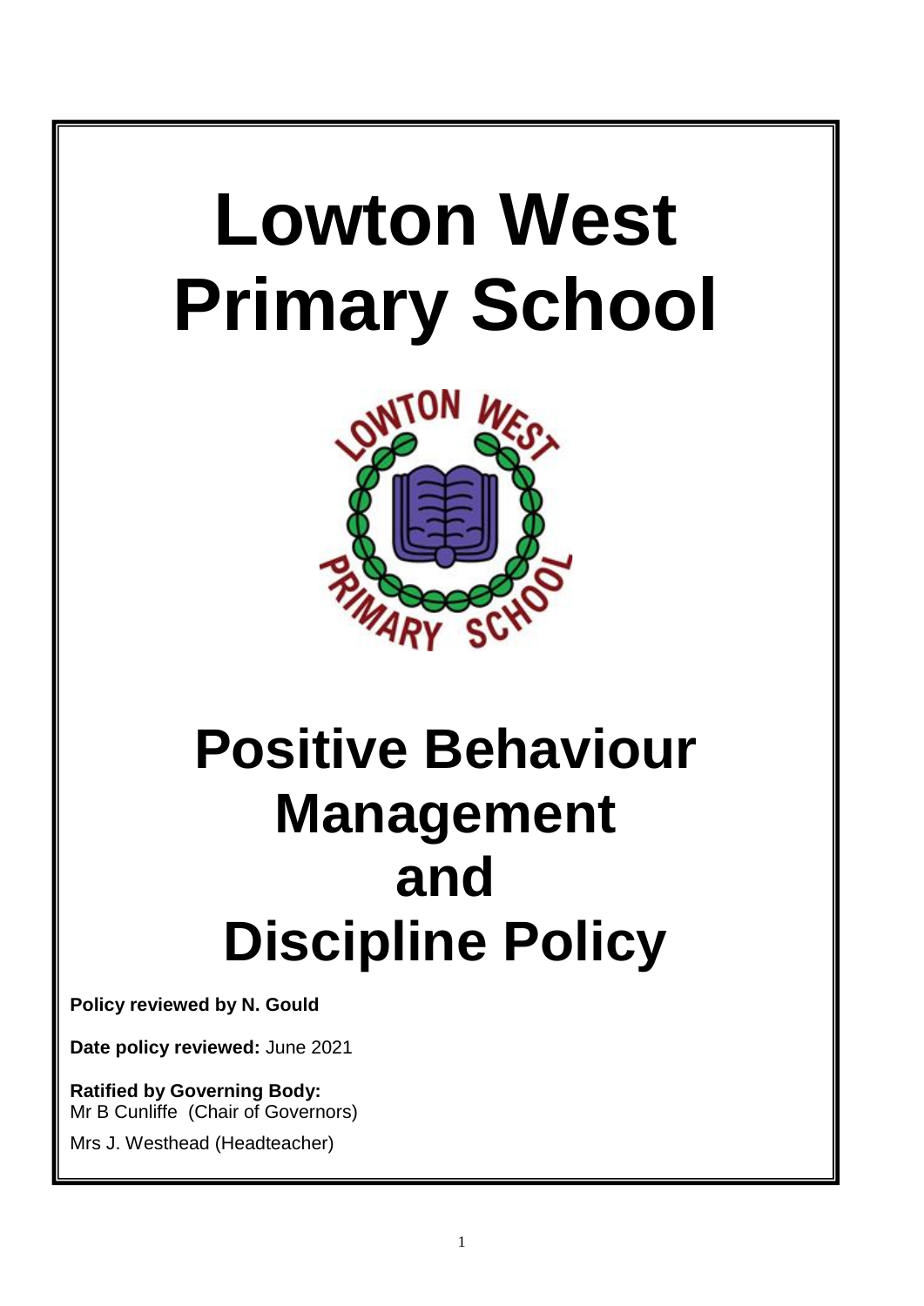# Lowton West Primary School

# Positive Behaviour Management and Discipline Policy

**Policy reviewed by N. Gould**

**Date policy reviewed:** June 2021

**Ratified by Governing Body:**
Mr B Cunliffe (Chair of Governors)

Mrs J. Westhead (Headteacher)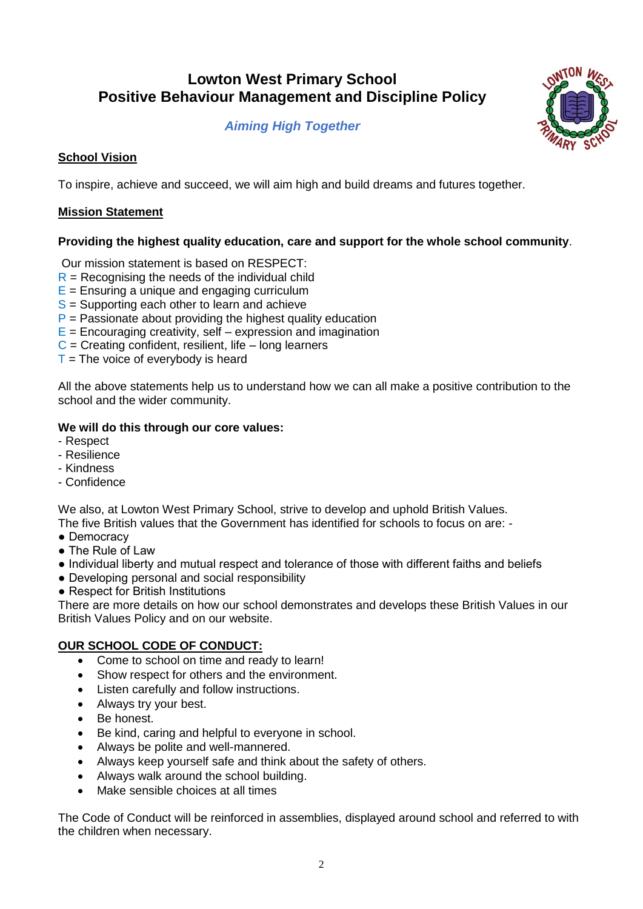# Lowton West Primary School
# Positive Behaviour Management and Discipline Policy

***Aiming High Together***

**School Vision**

To inspire, achieve and succeed, we will aim high and build dreams and futures together.

**Mission Statement**

**Providing the highest quality education, care and support for the whole school community**.

Our mission statement is based on RESPECT:
R = Recognising the needs of the individual child
E = Ensuring a unique and engaging curriculum
S = Supporting each other to learn and achieve
P = Passionate about providing the highest quality education
E = Encouraging creativity, self – expression and imagination
C = Creating confident, resilient, life – long learners
T = The voice of everybody is heard

All the above statements help us to understand how we can all make a positive contribution to the school and the wider community.

**We will do this through our core values:**
- Respect
- Resilience
- Kindness
- Confidence

We also, at Lowton West Primary School, strive to develop and uphold British Values.
The five British values that the Government has identified for schools to focus on are: -
- Democracy
- The Rule of Law
- Individual liberty and mutual respect and tolerance of those with different faiths and beliefs
- Developing personal and social responsibility
- Respect for British Institutions

There are more details on how our school demonstrates and develops these British Values in our British Values Policy and on our website.

**OUR SCHOOL CODE OF CONDUCT:**

- Come to school on time and ready to learn!
- Show respect for others and the environment.
- Listen carefully and follow instructions.
- Always try your best.
- Be honest.
- Be kind, caring and helpful to everyone in school.
- Always be polite and well-mannered.
- Always keep yourself safe and think about the safety of others.
- Always walk around the school building.
- Make sensible choices at all times

The Code of Conduct will be reinforced in assemblies, displayed around school and referred to with the children when necessary.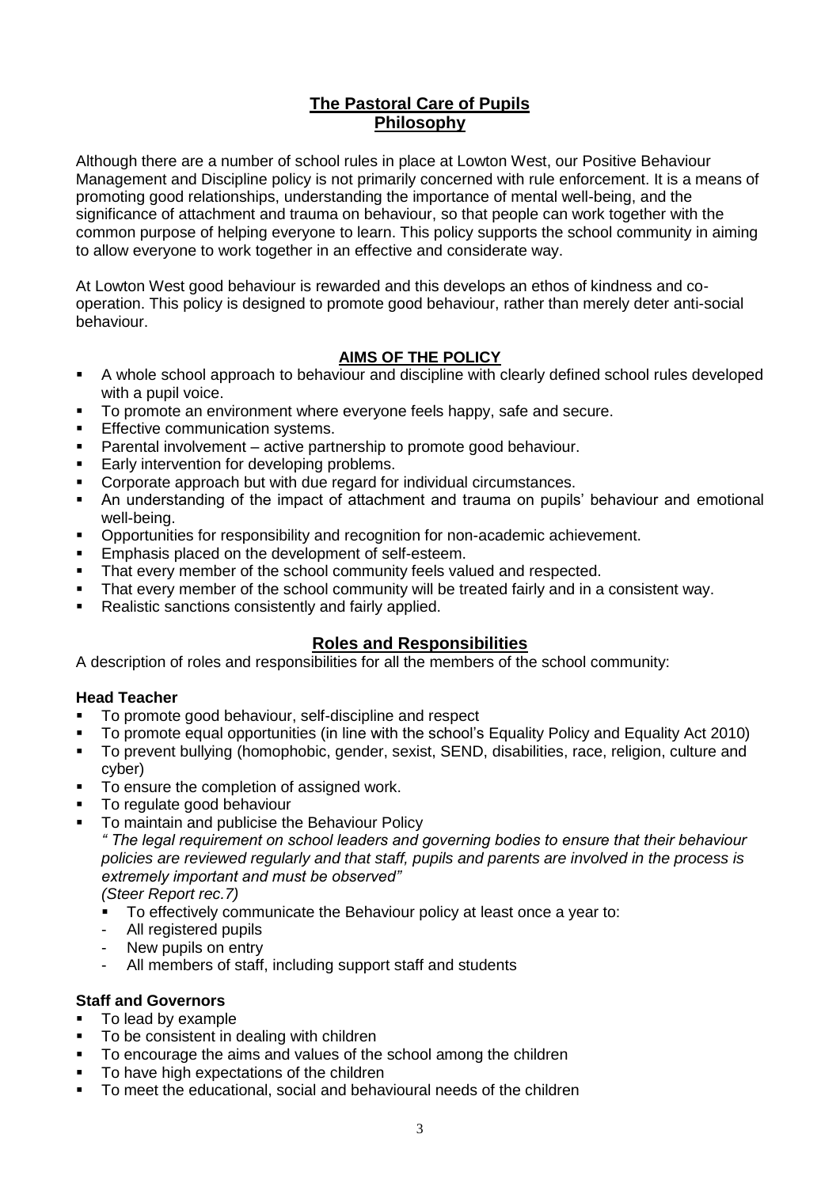## The Pastoral Care of Pupils
## Philosophy

Although there are a number of school rules in place at Lowton West, our Positive Behaviour Management and Discipline policy is not primarily concerned with rule enforcement. It is a means of promoting good relationships, understanding the importance of mental well-being, and the significance of attachment and trauma on behaviour, so that people can work together with the common purpose of helping everyone to learn. This policy supports the school community in aiming to allow everyone to work together in an effective and considerate way.

At Lowton West good behaviour is rewarded and this develops an ethos of kindness and co-operation. This policy is designed to promote good behaviour, rather than merely deter anti-social behaviour.

### AIMS OF THE POLICY

- A whole school approach to behaviour and discipline with clearly defined school rules developed with a pupil voice.
- To promote an environment where everyone feels happy, safe and secure.
- Effective communication systems.
- Parental involvement – active partnership to promote good behaviour.
- Early intervention for developing problems.
- Corporate approach but with due regard for individual circumstances.
- An understanding of the impact of attachment and trauma on pupils' behaviour and emotional well-being.
- Opportunities for responsibility and recognition for non-academic achievement.
- Emphasis placed on the development of self-esteem.
- That every member of the school community feels valued and respected.
- That every member of the school community will be treated fairly and in a consistent way.
- Realistic sanctions consistently and fairly applied.

## Roles and Responsibilities

A description of roles and responsibilities for all the members of the school community:

**Head Teacher**

- To promote good behaviour, self-discipline and respect
- To promote equal opportunities (in line with the school's Equality Policy and Equality Act 2010)
- To prevent bullying (homophobic, gender, sexist, SEND, disabilities, race, religion, culture and cyber)
- To ensure the completion of assigned work.
- To regulate good behaviour
- To maintain and publicise the Behaviour Policy

  *" The legal requirement on school leaders and governing bodies to ensure that their behaviour policies are reviewed regularly and that staff, pupils and parents are involved in the process is extremely important and must be observed"*
  *(Steer Report rec.7)*

  - To effectively communicate the Behaviour policy at least once a year to:
    - All registered pupils
    - New pupils on entry
    - All members of staff, including support staff and students

**Staff and Governors**

- To lead by example
- To be consistent in dealing with children
- To encourage the aims and values of the school among the children
- To have high expectations of the children
- To meet the educational, social and behavioural needs of the children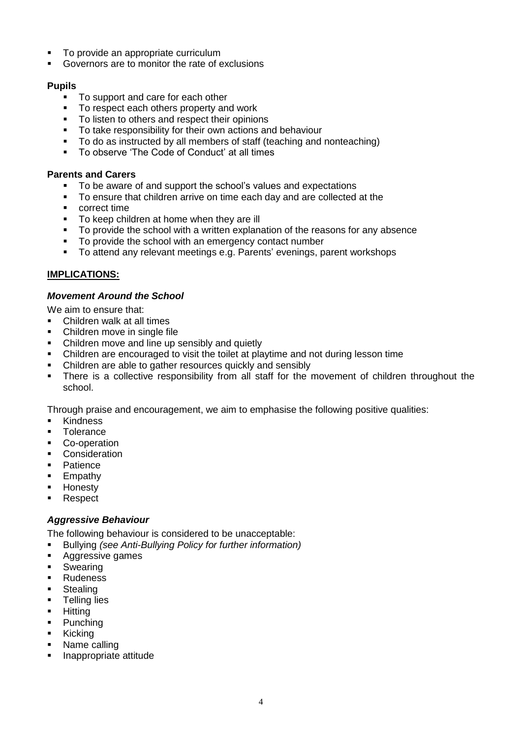- To provide an appropriate curriculum
- Governors are to monitor the rate of exclusions

**Pupils**

- To support and care for each other
- To respect each others property and work
- To listen to others and respect their opinions
- To take responsibility for their own actions and behaviour
- To do as instructed by all members of staff (teaching and nonteaching)
- To observe 'The Code of Conduct' at all times

**Parents and Carers**

- To be aware of and support the school's values and expectations
- To ensure that children arrive on time each day and are collected at the
- correct time
- To keep children at home when they are ill
- To provide the school with a written explanation of the reasons for any absence
- To provide the school with an emergency contact number
- To attend any relevant meetings e.g. Parents' evenings, parent workshops

**IMPLICATIONS:**

***Movement Around the School***

We aim to ensure that:

- Children walk at all times
- Children move in single file
- Children move and line up sensibly and quietly
- Children are encouraged to visit the toilet at playtime and not during lesson time
- Children are able to gather resources quickly and sensibly
- There is a collective responsibility from all staff for the movement of children throughout the school.

Through praise and encouragement, we aim to emphasise the following positive qualities:

- Kindness
- Tolerance
- Co-operation
- Consideration
- Patience
- Empathy
- Honesty
- Respect

***Aggressive Behaviour***

The following behaviour is considered to be unacceptable:

- Bullying *(see Anti-Bullying Policy for further information)*
- Aggressive games
- Swearing
- Rudeness
- Stealing
- Telling lies
- Hitting
- Punching
- Kicking
- Name calling
- Inappropriate attitude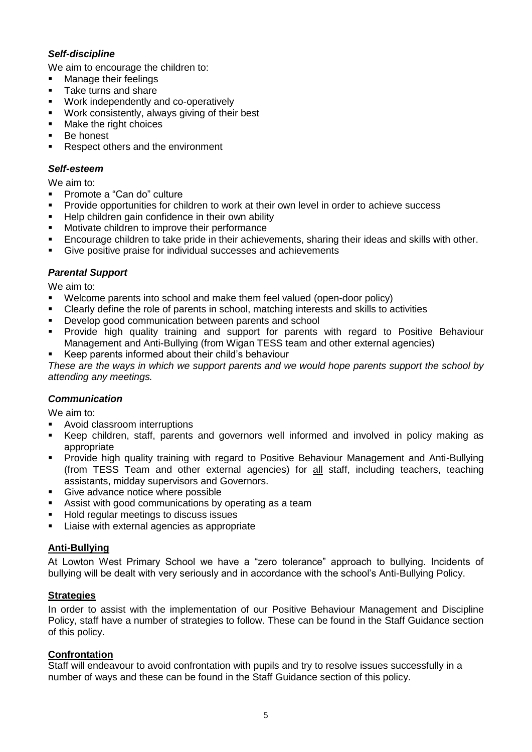### *Self-discipline*

We aim to encourage the children to:

- Manage their feelings
- Take turns and share
- Work independently and co-operatively
- Work consistently, always giving of their best
- Make the right choices
- Be honest
- Respect others and the environment

### *Self-esteem*

We aim to:

- Promote a "Can do" culture
- Provide opportunities for children to work at their own level in order to achieve success
- Help children gain confidence in their own ability
- Motivate children to improve their performance
- Encourage children to take pride in their achievements, sharing their ideas and skills with other.
- Give positive praise for individual successes and achievements

### *Parental Support*

We aim to:

- Welcome parents into school and make them feel valued (open-door policy)
- Clearly define the role of parents in school, matching interests and skills to activities
- Develop good communication between parents and school
- Provide high quality training and support for parents with regard to Positive Behaviour Management and Anti-Bullying (from Wigan TESS team and other external agencies)
- Keep parents informed about their child's behaviour

*These are the ways in which we support parents and we would hope parents support the school by attending any meetings.*

### *Communication*

We aim to:

- Avoid classroom interruptions
- Keep children, staff, parents and governors well informed and involved in policy making as appropriate
- Provide high quality training with regard to Positive Behaviour Management and Anti-Bullying (from TESS Team and other external agencies) for <u>all</u> staff, including teachers, teaching assistants, midday supervisors and Governors.
- Give advance notice where possible
- Assist with good communications by operating as a team
- Hold regular meetings to discuss issues
- Liaise with external agencies as appropriate

## **Anti-Bullying**

At Lowton West Primary School we have a "zero tolerance" approach to bullying. Incidents of bullying will be dealt with very seriously and in accordance with the school's Anti-Bullying Policy.

## **Strategies**

In order to assist with the implementation of our Positive Behaviour Management and Discipline Policy, staff have a number of strategies to follow. These can be found in the Staff Guidance section of this policy.

## **Confrontation**

Staff will endeavour to avoid confrontation with pupils and try to resolve issues successfully in a number of ways and these can be found in the Staff Guidance section of this policy.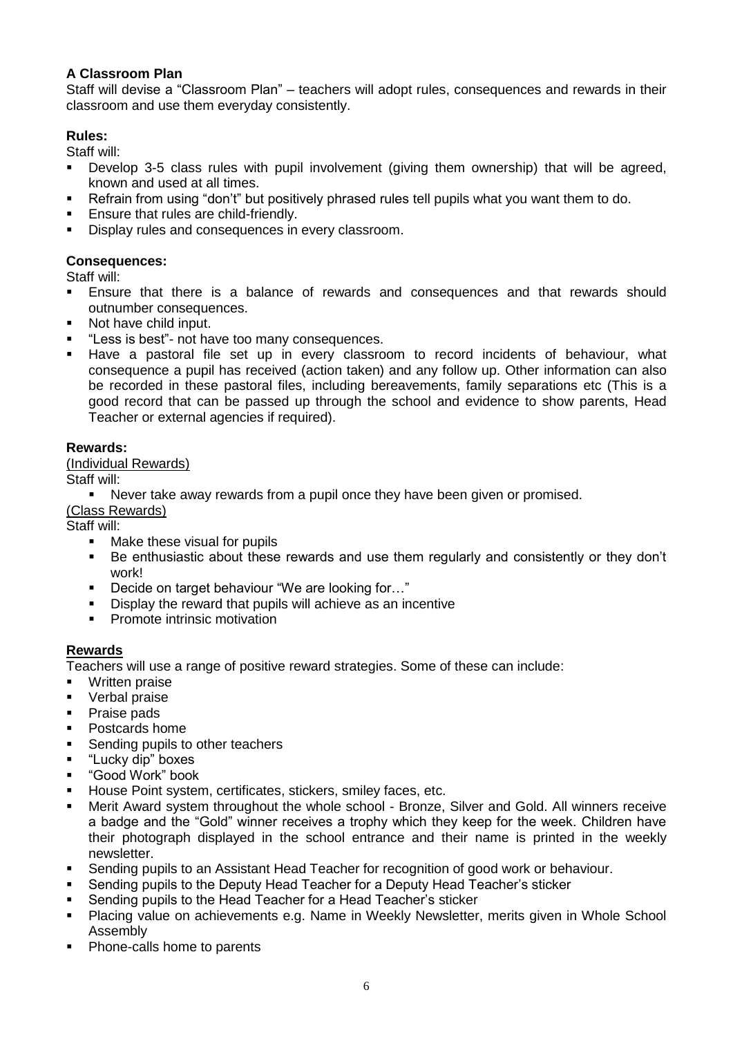**A Classroom Plan**

Staff will devise a "Classroom Plan" – teachers will adopt rules, consequences and rewards in their classroom and use them everyday consistently.

**Rules:**

Staff will:

- Develop 3-5 class rules with pupil involvement (giving them ownership) that will be agreed, known and used at all times.
- Refrain from using "don't" but positively phrased rules tell pupils what you want them to do.
- Ensure that rules are child-friendly.
- Display rules and consequences in every classroom.

**Consequences:**

Staff will:

- Ensure that there is a balance of rewards and consequences and that rewards should outnumber consequences.
- Not have child input.
- "Less is best"- not have too many consequences.
- Have a pastoral file set up in every classroom to record incidents of behaviour, what consequence a pupil has received (action taken) and any follow up. Other information can also be recorded in these pastoral files, including bereavements, family separations etc (This is a good record that can be passed up through the school and evidence to show parents, Head Teacher or external agencies if required).

**Rewards:**

<u>(Individual Rewards)</u>

Staff will:

- Never take away rewards from a pupil once they have been given or promised.

<u>(Class Rewards)</u>

Staff will:

- Make these visual for pupils
- Be enthusiastic about these rewards and use them regularly and consistently or they don't work!
- Decide on target behaviour "We are looking for…"
- Display the reward that pupils will achieve as an incentive
- Promote intrinsic motivation

**<u>Rewards</u>**

Teachers will use a range of positive reward strategies. Some of these can include:

- Written praise
- Verbal praise
- Praise pads
- Postcards home
- Sending pupils to other teachers
- "Lucky dip" boxes
- "Good Work" book
- House Point system, certificates, stickers, smiley faces, etc.
- Merit Award system throughout the whole school - Bronze, Silver and Gold. All winners receive a badge and the "Gold" winner receives a trophy which they keep for the week. Children have their photograph displayed in the school entrance and their name is printed in the weekly newsletter.
- Sending pupils to an Assistant Head Teacher for recognition of good work or behaviour.
- Sending pupils to the Deputy Head Teacher for a Deputy Head Teacher's sticker
- Sending pupils to the Head Teacher for a Head Teacher's sticker
- Placing value on achievements e.g. Name in Weekly Newsletter, merits given in Whole School Assembly
- Phone-calls home to parents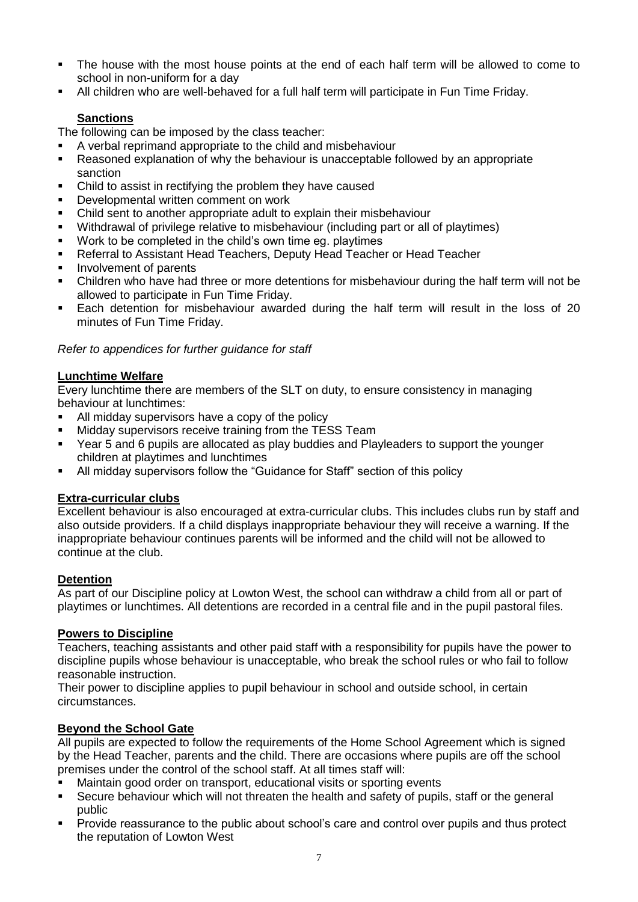- The house with the most house points at the end of each half term will be allowed to come to school in non-uniform for a day
- All children who are well-behaved for a full half term will participate in Fun Time Friday.

## Sanctions

The following can be imposed by the class teacher:

- A verbal reprimand appropriate to the child and misbehaviour
- Reasoned explanation of why the behaviour is unacceptable followed by an appropriate sanction
- Child to assist in rectifying the problem they have caused
- Developmental written comment on work
- Child sent to another appropriate adult to explain their misbehaviour
- Withdrawal of privilege relative to misbehaviour (including part or all of playtimes)
- Work to be completed in the child's own time eg. playtimes
- Referral to Assistant Head Teachers, Deputy Head Teacher or Head Teacher
- Involvement of parents
- Children who have had three or more detentions for misbehaviour during the half term will not be allowed to participate in Fun Time Friday.
- Each detention for misbehaviour awarded during the half term will result in the loss of 20 minutes of Fun Time Friday.

*Refer to appendices for further guidance for staff*

## Lunchtime Welfare

Every lunchtime there are members of the SLT on duty, to ensure consistency in managing behaviour at lunchtimes:

- All midday supervisors have a copy of the policy
- Midday supervisors receive training from the TESS Team
- Year 5 and 6 pupils are allocated as play buddies and Playleaders to support the younger children at playtimes and lunchtimes
- All midday supervisors follow the "Guidance for Staff" section of this policy

## Extra-curricular clubs

Excellent behaviour is also encouraged at extra-curricular clubs. This includes clubs run by staff and also outside providers. If a child displays inappropriate behaviour they will receive a warning. If the inappropriate behaviour continues parents will be informed and the child will not be allowed to continue at the club.

## Detention

As part of our Discipline policy at Lowton West, the school can withdraw a child from all or part of playtimes or lunchtimes. All detentions are recorded in a central file and in the pupil pastoral files.

## Powers to Discipline

Teachers, teaching assistants and other paid staff with a responsibility for pupils have the power to discipline pupils whose behaviour is unacceptable, who break the school rules or who fail to follow reasonable instruction.

Their power to discipline applies to pupil behaviour in school and outside school, in certain circumstances.

## Beyond the School Gate

All pupils are expected to follow the requirements of the Home School Agreement which is signed by the Head Teacher, parents and the child. There are occasions where pupils are off the school premises under the control of the school staff. At all times staff will:

- Maintain good order on transport, educational visits or sporting events
- Secure behaviour which will not threaten the health and safety of pupils, staff or the general public
- Provide reassurance to the public about school's care and control over pupils and thus protect the reputation of Lowton West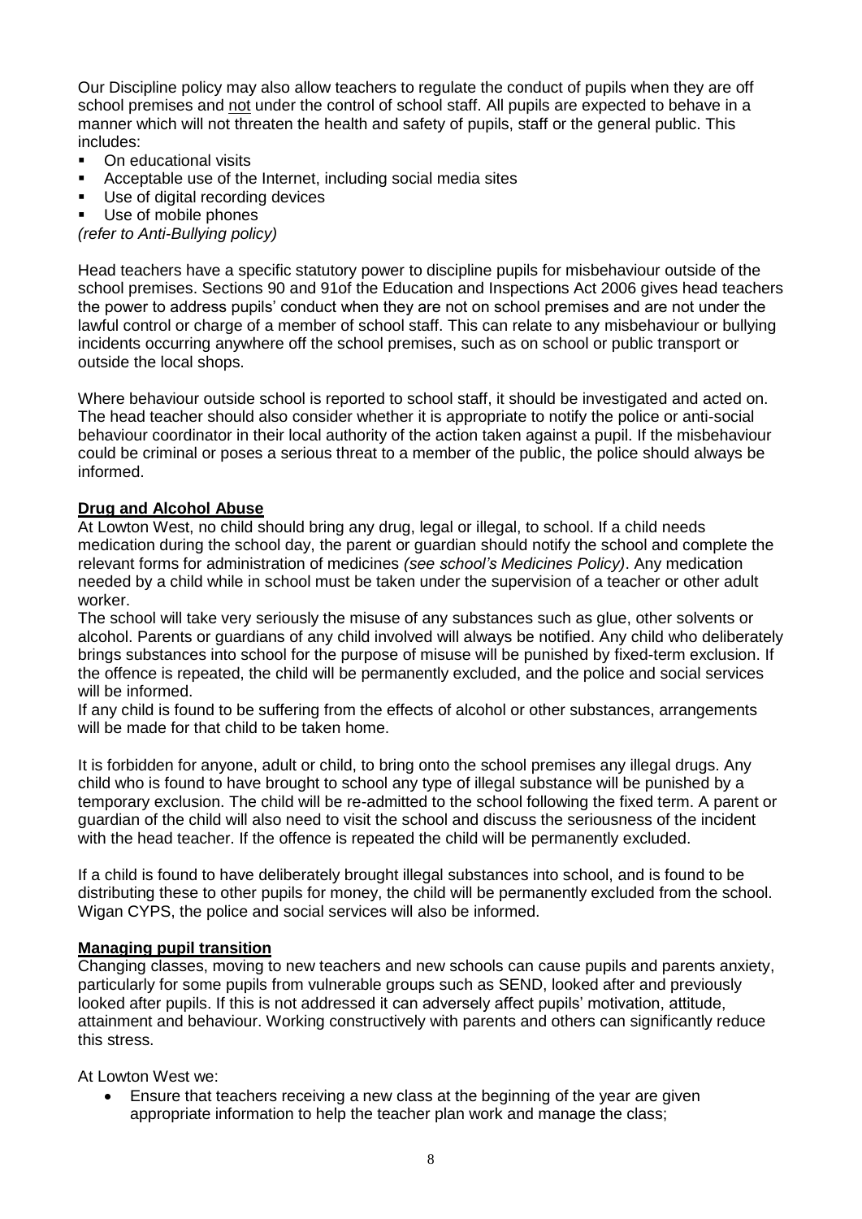Our Discipline policy may also allow teachers to regulate the conduct of pupils when they are off school premises and not under the control of school staff. All pupils are expected to behave in a manner which will not threaten the health and safety of pupils, staff or the general public. This includes:

- On educational visits
- Acceptable use of the Internet, including social media sites
- Use of digital recording devices
- Use of mobile phones

*(refer to Anti-Bullying policy)*

Head teachers have a specific statutory power to discipline pupils for misbehaviour outside of the school premises. Sections 90 and 91of the Education and Inspections Act 2006 gives head teachers the power to address pupils' conduct when they are not on school premises and are not under the lawful control or charge of a member of school staff. This can relate to any misbehaviour or bullying incidents occurring anywhere off the school premises, such as on school or public transport or outside the local shops.

Where behaviour outside school is reported to school staff, it should be investigated and acted on. The head teacher should also consider whether it is appropriate to notify the police or anti-social behaviour coordinator in their local authority of the action taken against a pupil. If the misbehaviour could be criminal or poses a serious threat to a member of the public, the police should always be informed.

## Drug and Alcohol Abuse

At Lowton West, no child should bring any drug, legal or illegal, to school. If a child needs medication during the school day, the parent or guardian should notify the school and complete the relevant forms for administration of medicines *(see school's Medicines Policy)*. Any medication needed by a child while in school must be taken under the supervision of a teacher or other adult worker.

The school will take very seriously the misuse of any substances such as glue, other solvents or alcohol. Parents or guardians of any child involved will always be notified. Any child who deliberately brings substances into school for the purpose of misuse will be punished by fixed-term exclusion. If the offence is repeated, the child will be permanently excluded, and the police and social services will be informed.

If any child is found to be suffering from the effects of alcohol or other substances, arrangements will be made for that child to be taken home.

It is forbidden for anyone, adult or child, to bring onto the school premises any illegal drugs. Any child who is found to have brought to school any type of illegal substance will be punished by a temporary exclusion. The child will be re-admitted to the school following the fixed term. A parent or guardian of the child will also need to visit the school and discuss the seriousness of the incident with the head teacher. If the offence is repeated the child will be permanently excluded.

If a child is found to have deliberately brought illegal substances into school, and is found to be distributing these to other pupils for money, the child will be permanently excluded from the school. Wigan CYPS, the police and social services will also be informed.

## Managing pupil transition

Changing classes, moving to new teachers and new schools can cause pupils and parents anxiety, particularly for some pupils from vulnerable groups such as SEND, looked after and previously looked after pupils. If this is not addressed it can adversely affect pupils' motivation, attitude, attainment and behaviour. Working constructively with parents and others can significantly reduce this stress.

At Lowton West we:

- Ensure that teachers receiving a new class at the beginning of the year are given appropriate information to help the teacher plan work and manage the class;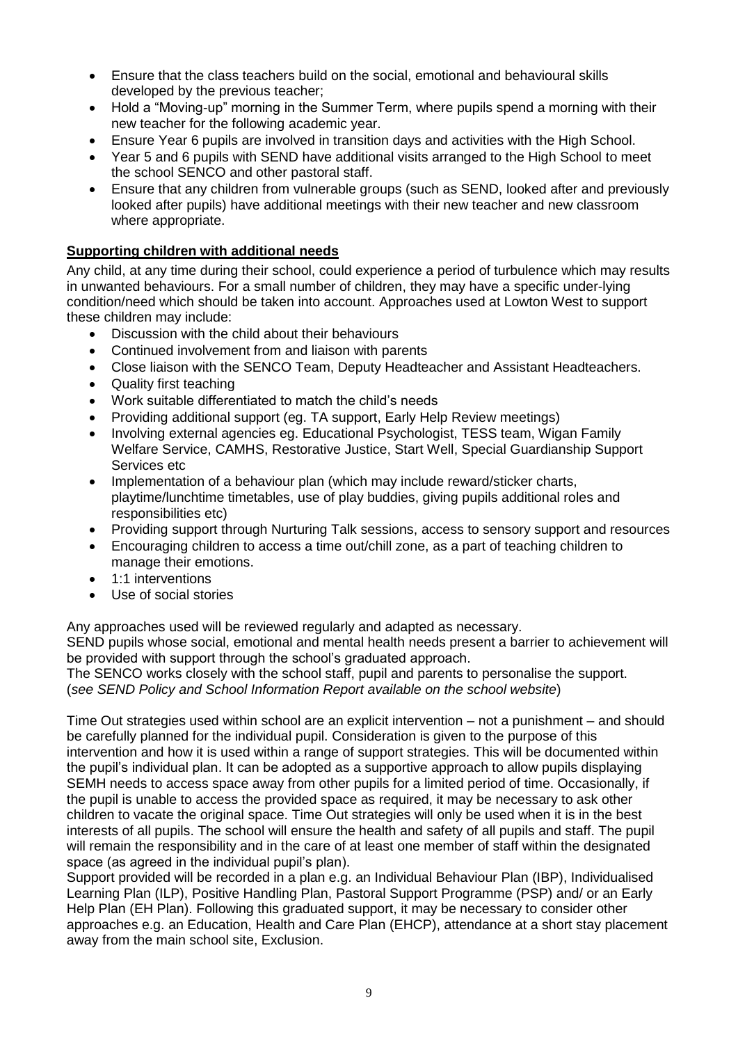- Ensure that the class teachers build on the social, emotional and behavioural skills developed by the previous teacher;
- Hold a "Moving-up" morning in the Summer Term, where pupils spend a morning with their new teacher for the following academic year.
- Ensure Year 6 pupils are involved in transition days and activities with the High School.
- Year 5 and 6 pupils with SEND have additional visits arranged to the High School to meet the school SENCO and other pastoral staff.
- Ensure that any children from vulnerable groups (such as SEND, looked after and previously looked after pupils) have additional meetings with their new teacher and new classroom where appropriate.

## Supporting children with additional needs

Any child, at any time during their school, could experience a period of turbulence which may results in unwanted behaviours. For a small number of children, they may have a specific under-lying condition/need which should be taken into account. Approaches used at Lowton West to support these children may include:

- Discussion with the child about their behaviours
- Continued involvement from and liaison with parents
- Close liaison with the SENCO Team, Deputy Headteacher and Assistant Headteachers.
- Quality first teaching
- Work suitable differentiated to match the child's needs
- Providing additional support (eg. TA support, Early Help Review meetings)
- Involving external agencies eg. Educational Psychologist, TESS team, Wigan Family Welfare Service, CAMHS, Restorative Justice, Start Well, Special Guardianship Support Services etc
- Implementation of a behaviour plan (which may include reward/sticker charts, playtime/lunchtime timetables, use of play buddies, giving pupils additional roles and responsibilities etc)
- Providing support through Nurturing Talk sessions, access to sensory support and resources
- Encouraging children to access a time out/chill zone, as a part of teaching children to manage their emotions.
- 1:1 interventions
- Use of social stories

Any approaches used will be reviewed regularly and adapted as necessary.
SEND pupils whose social, emotional and mental health needs present a barrier to achievement will be provided with support through the school's graduated approach.
The SENCO works closely with the school staff, pupil and parents to personalise the support.
(*see SEND Policy and School Information Report available on the school website*)

Time Out strategies used within school are an explicit intervention – not a punishment – and should be carefully planned for the individual pupil. Consideration is given to the purpose of this intervention and how it is used within a range of support strategies. This will be documented within the pupil's individual plan. It can be adopted as a supportive approach to allow pupils displaying SEMH needs to access space away from other pupils for a limited period of time. Occasionally, if the pupil is unable to access the provided space as required, it may be necessary to ask other children to vacate the original space. Time Out strategies will only be used when it is in the best interests of all pupils. The school will ensure the health and safety of all pupils and staff. The pupil will remain the responsibility and in the care of at least one member of staff within the designated space (as agreed in the individual pupil's plan).
Support provided will be recorded in a plan e.g. an Individual Behaviour Plan (IBP), Individualised Learning Plan (ILP), Positive Handling Plan, Pastoral Support Programme (PSP) and/ or an Early Help Plan (EH Plan). Following this graduated support, it may be necessary to consider other approaches e.g. an Education, Health and Care Plan (EHCP), attendance at a short stay placement away from the main school site, Exclusion.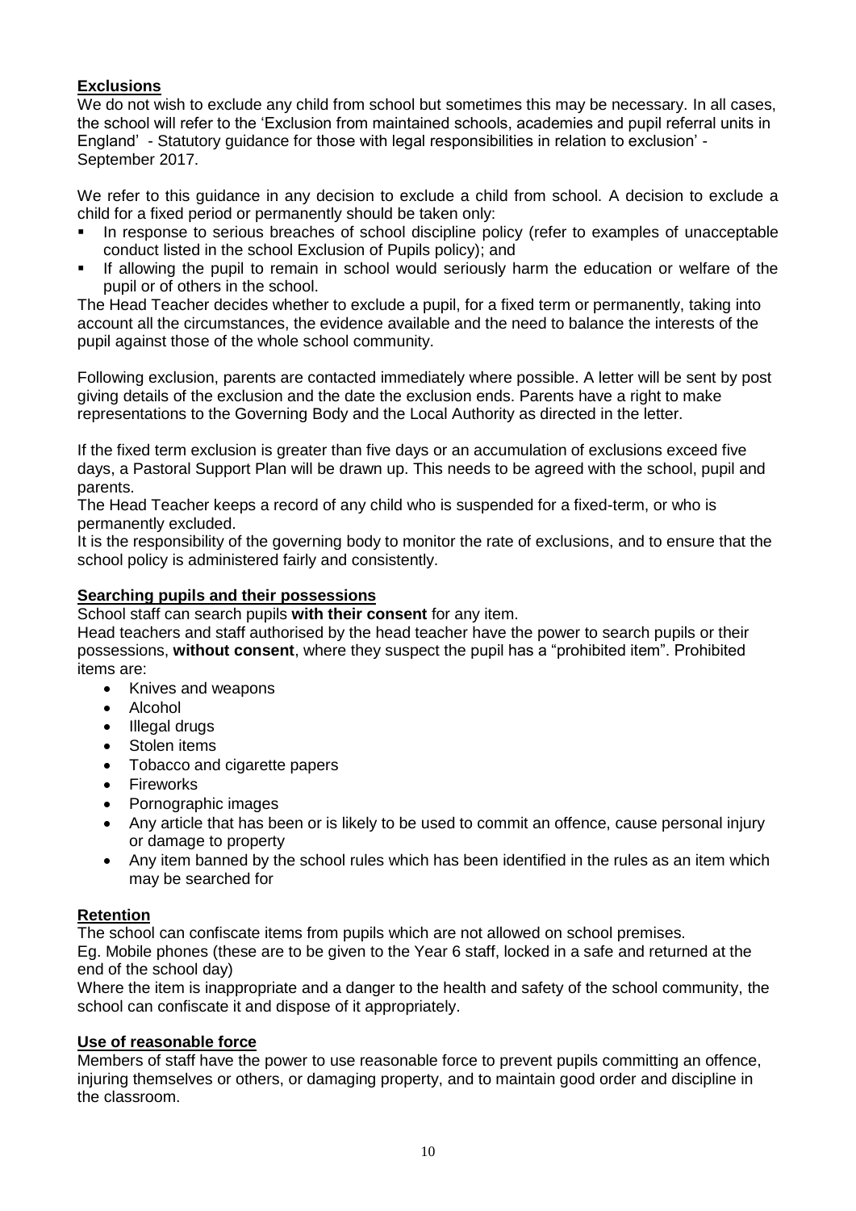## Exclusions

We do not wish to exclude any child from school but sometimes this may be necessary. In all cases, the school will refer to the 'Exclusion from maintained schools, academies and pupil referral units in England' - Statutory guidance for those with legal responsibilities in relation to exclusion' - September 2017.

We refer to this guidance in any decision to exclude a child from school. A decision to exclude a child for a fixed period or permanently should be taken only:

- In response to serious breaches of school discipline policy (refer to examples of unacceptable conduct listed in the school Exclusion of Pupils policy); and
- If allowing the pupil to remain in school would seriously harm the education or welfare of the pupil or of others in the school.

The Head Teacher decides whether to exclude a pupil, for a fixed term or permanently, taking into account all the circumstances, the evidence available and the need to balance the interests of the pupil against those of the whole school community.

Following exclusion, parents are contacted immediately where possible. A letter will be sent by post giving details of the exclusion and the date the exclusion ends. Parents have a right to make representations to the Governing Body and the Local Authority as directed in the letter.

If the fixed term exclusion is greater than five days or an accumulation of exclusions exceed five days, a Pastoral Support Plan will be drawn up. This needs to be agreed with the school, pupil and parents.

The Head Teacher keeps a record of any child who is suspended for a fixed-term, or who is permanently excluded.

It is the responsibility of the governing body to monitor the rate of exclusions, and to ensure that the school policy is administered fairly and consistently.

## Searching pupils and their possessions

School staff can search pupils **with their consent** for any item.

Head teachers and staff authorised by the head teacher have the power to search pupils or their possessions, **without consent**, where they suspect the pupil has a "prohibited item". Prohibited items are:

- Knives and weapons
- Alcohol
- Illegal drugs
- Stolen items
- Tobacco and cigarette papers
- Fireworks
- Pornographic images
- Any article that has been or is likely to be used to commit an offence, cause personal injury or damage to property
- Any item banned by the school rules which has been identified in the rules as an item which may be searched for

## Retention

The school can confiscate items from pupils which are not allowed on school premises.

Eg. Mobile phones (these are to be given to the Year 6 staff, locked in a safe and returned at the end of the school day)

Where the item is inappropriate and a danger to the health and safety of the school community, the school can confiscate it and dispose of it appropriately.

## Use of reasonable force

Members of staff have the power to use reasonable force to prevent pupils committing an offence, injuring themselves or others, or damaging property, and to maintain good order and discipline in the classroom.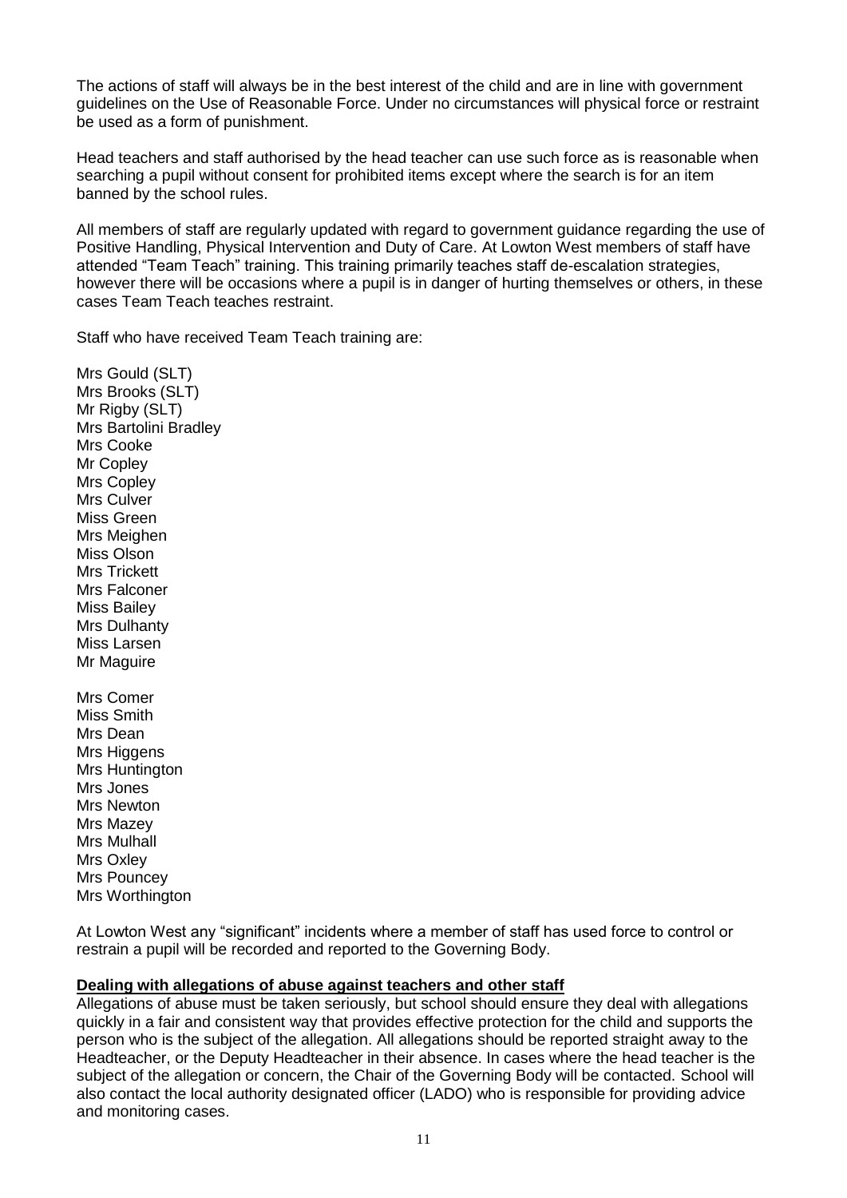The actions of staff will always be in the best interest of the child and are in line with government guidelines on the Use of Reasonable Force. Under no circumstances will physical force or restraint be used as a form of punishment.

Head teachers and staff authorised by the head teacher can use such force as is reasonable when searching a pupil without consent for prohibited items except where the search is for an item banned by the school rules.

All members of staff are regularly updated with regard to government guidance regarding the use of Positive Handling, Physical Intervention and Duty of Care. At Lowton West members of staff have attended "Team Teach" training. This training primarily teaches staff de-escalation strategies, however there will be occasions where a pupil is in danger of hurting themselves or others, in these cases Team Teach teaches restraint.

Staff who have received Team Teach training are:

Mrs Gould (SLT)
Mrs Brooks (SLT)
Mr Rigby (SLT)
Mrs Bartolini Bradley
Mrs Cooke
Mr Copley
Mrs Copley
Mrs Culver
Miss Green
Mrs Meighen
Miss Olson
Mrs Trickett
Mrs Falconer
Miss Bailey
Mrs Dulhanty
Miss Larsen
Mr Maguire

Mrs Comer
Miss Smith
Mrs Dean
Mrs Higgens
Mrs Huntington
Mrs Jones
Mrs Newton
Mrs Mazey
Mrs Mulhall
Mrs Oxley
Mrs Pouncey
Mrs Worthington

At Lowton West any "significant" incidents where a member of staff has used force to control or restrain a pupil will be recorded and reported to the Governing Body.

**Dealing with allegations of abuse against teachers and other staff**

Allegations of abuse must be taken seriously, but school should ensure they deal with allegations quickly in a fair and consistent way that provides effective protection for the child and supports the person who is the subject of the allegation. All allegations should be reported straight away to the Headteacher, or the Deputy Headteacher in their absence. In cases where the head teacher is the subject of the allegation or concern, the Chair of the Governing Body will be contacted. School will also contact the local authority designated officer (LADO) who is responsible for providing advice and monitoring cases.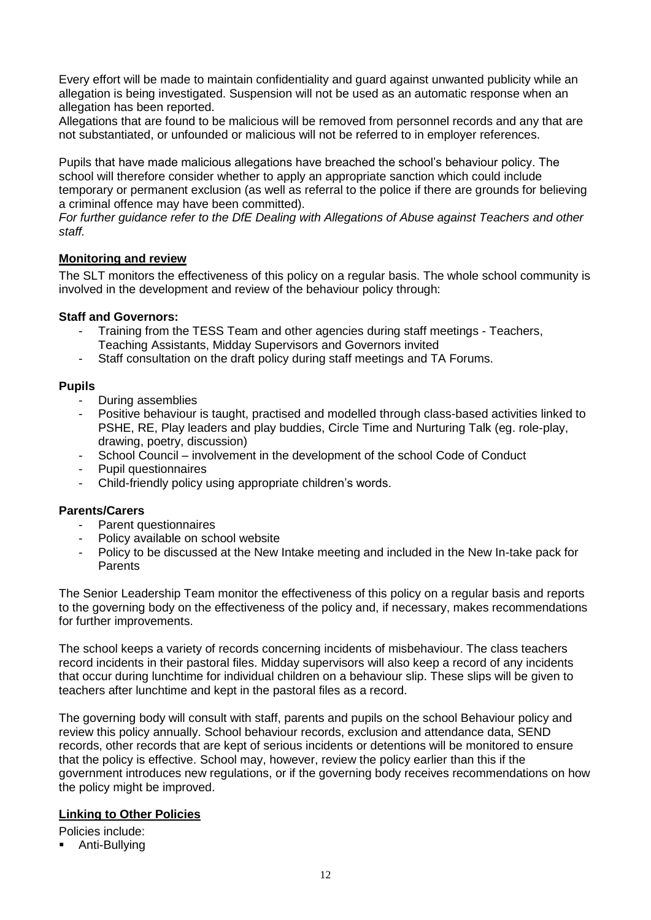Every effort will be made to maintain confidentiality and guard against unwanted publicity while an allegation is being investigated. Suspension will not be used as an automatic response when an allegation has been reported.

Allegations that are found to be malicious will be removed from personnel records and any that are not substantiated, or unfounded or malicious will not be referred to in employer references.

Pupils that have made malicious allegations have breached the school's behaviour policy. The school will therefore consider whether to apply an appropriate sanction which could include temporary or permanent exclusion (as well as referral to the police if there are grounds for believing a criminal offence may have been committed).

*For further guidance refer to the DfE Dealing with Allegations of Abuse against Teachers and other staff.*

## Monitoring and review

The SLT monitors the effectiveness of this policy on a regular basis. The whole school community is involved in the development and review of the behaviour policy through:

**Staff and Governors:**

- Training from the TESS Team and other agencies during staff meetings - Teachers, Teaching Assistants, Midday Supervisors and Governors invited
- Staff consultation on the draft policy during staff meetings and TA Forums.

**Pupils**

- During assemblies
- Positive behaviour is taught, practised and modelled through class-based activities linked to PSHE, RE, Play leaders and play buddies, Circle Time and Nurturing Talk (eg. role-play, drawing, poetry, discussion)
- School Council – involvement in the development of the school Code of Conduct
- Pupil questionnaires
- Child-friendly policy using appropriate children's words.

**Parents/Carers**

- Parent questionnaires
- Policy available on school website
- Policy to be discussed at the New Intake meeting and included in the New In-take pack for Parents

The Senior Leadership Team monitor the effectiveness of this policy on a regular basis and reports to the governing body on the effectiveness of the policy and, if necessary, makes recommendations for further improvements.

The school keeps a variety of records concerning incidents of misbehaviour. The class teachers record incidents in their pastoral files. Midday supervisors will also keep a record of any incidents that occur during lunchtime for individual children on a behaviour slip. These slips will be given to teachers after lunchtime and kept in the pastoral files as a record.

The governing body will consult with staff, parents and pupils on the school Behaviour policy and review this policy annually. School behaviour records, exclusion and attendance data, SEND records, other records that are kept of serious incidents or detentions will be monitored to ensure that the policy is effective. School may, however, review the policy earlier than this if the government introduces new regulations, or if the governing body receives recommendations on how the policy might be improved.

## Linking to Other Policies

Policies include:

- Anti-Bullying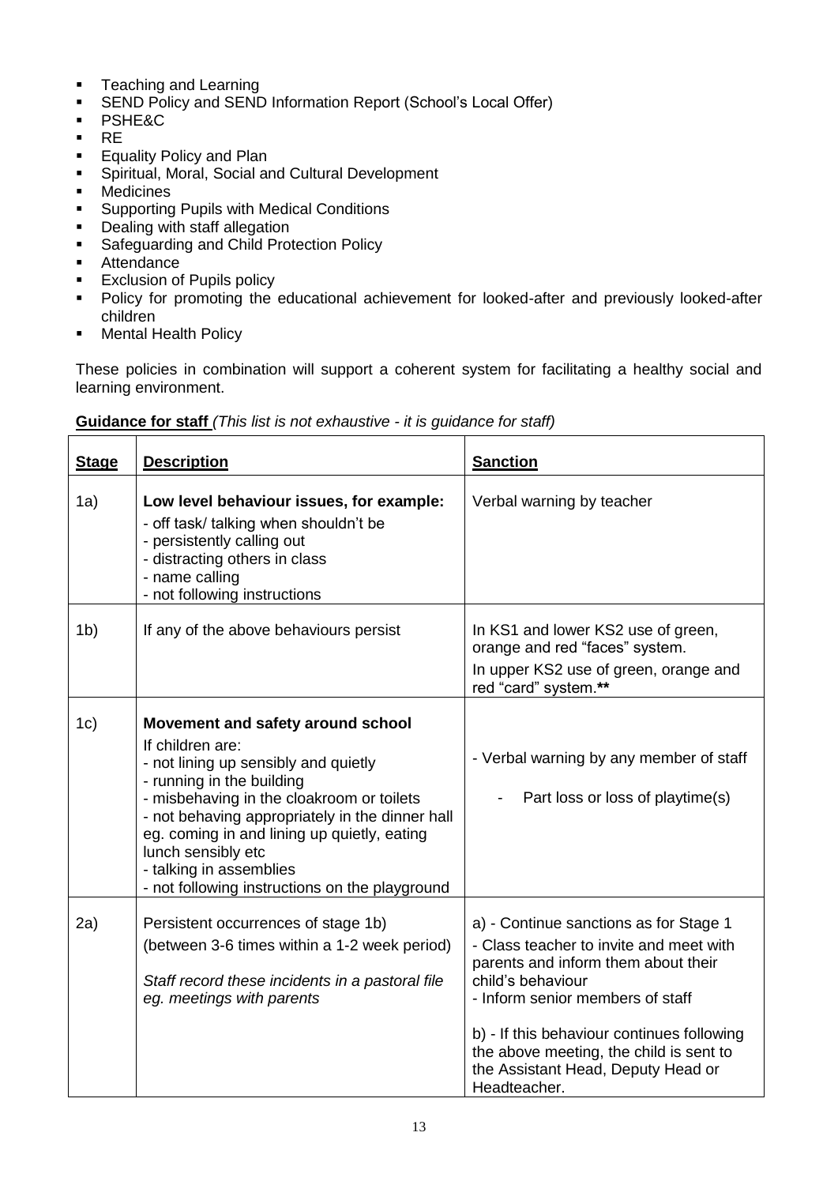- Teaching and Learning
- SEND Policy and SEND Information Report (School's Local Offer)
- PSHE&C
- RE
- Equality Policy and Plan
- Spiritual, Moral, Social and Cultural Development
- Medicines
- Supporting Pupils with Medical Conditions
- Dealing with staff allegation
- Safeguarding and Child Protection Policy
- Attendance
- Exclusion of Pupils policy
- Policy for promoting the educational achievement for looked-after and previously looked-after children
- Mental Health Policy

These policies in combination will support a coherent system for facilitating a healthy social and learning environment.

**<u>Guidance for staff</u>** *(This list is not exhaustive - it is guidance for staff)*

| <u>**Stage**</u> | <u>**Description**</u> | <u>**Sanction**</u> |
|---|---|---|
| 1a) | **Low level behaviour issues, for example:**<br>- off task/ talking when shouldn't be<br>- persistently calling out<br>- distracting others in class<br>- name calling<br>- not following instructions | Verbal warning by teacher |
| 1b) | If any of the above behaviours persist | In KS1 and lower KS2 use of green, orange and red "faces" system.<br>In upper KS2 use of green, orange and red "card" system.** |
| 1c) | **Movement and safety around school**<br>If children are:<br>- not lining up sensibly and quietly<br>- running in the building<br>- misbehaving in the cloakroom or toilets<br>- not behaving appropriately in the dinner hall eg. coming in and lining up quietly, eating lunch sensibly etc<br>- talking in assemblies<br>- not following instructions on the playground | - Verbal warning by any member of staff<br>- Part loss or loss of playtime(s) |
| 2a) | Persistent occurrences of stage 1b)<br>(between 3-6 times within a 1-2 week period)<br>*Staff record these incidents in a pastoral file eg. meetings with parents* | a) - Continue sanctions as for Stage 1<br>- Class teacher to invite and meet with parents and inform them about their child's behaviour<br>- Inform senior members of staff<br>b) - If this behaviour continues following the above meeting, the child is sent to the Assistant Head, Deputy Head or Headteacher. |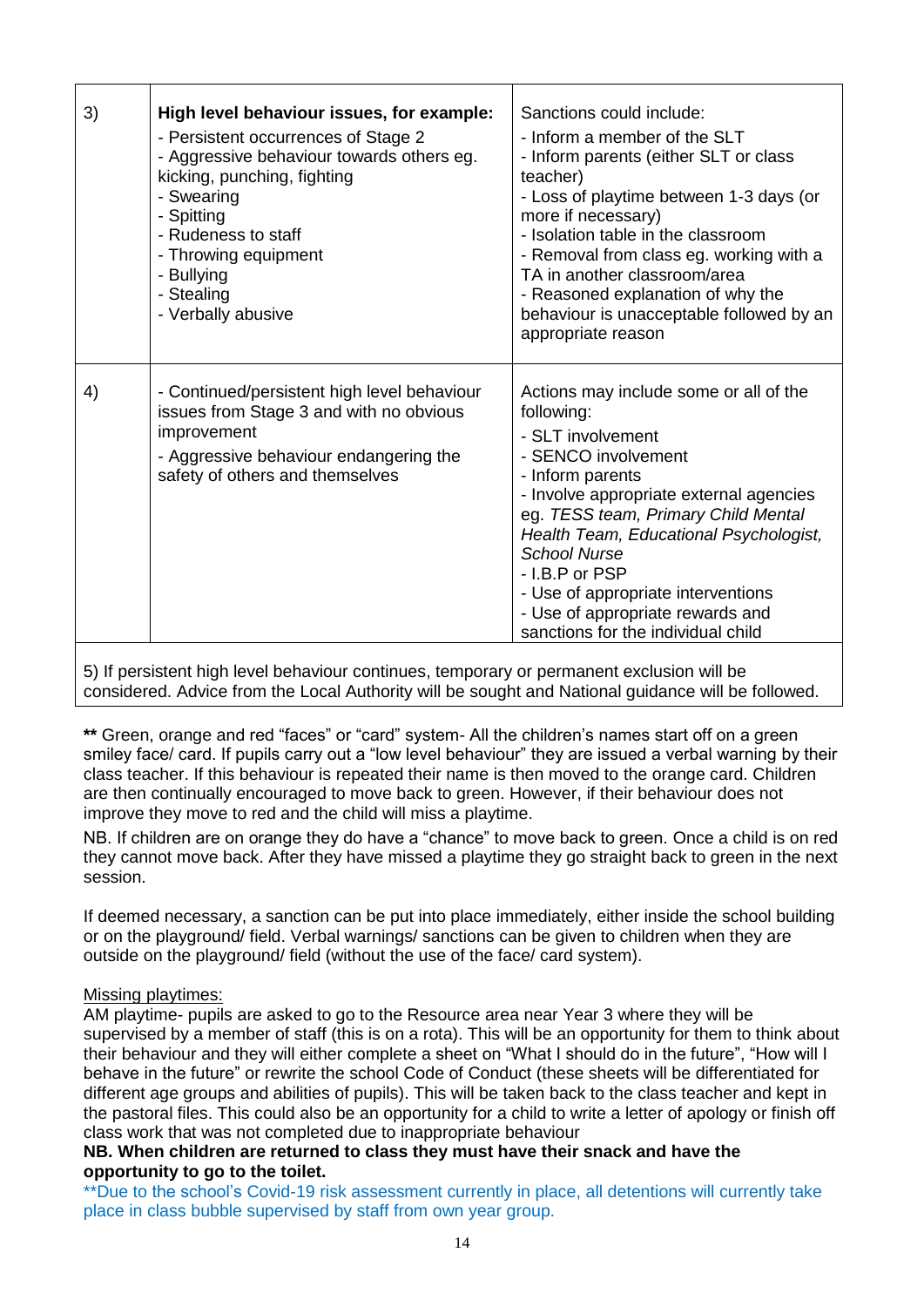| 3) | **High level behaviour issues, for example:**<br>- Persistent occurrences of Stage 2<br>- Aggressive behaviour towards others eg. kicking, punching, fighting<br>- Swearing<br>- Spitting<br>- Rudeness to staff<br>- Throwing equipment<br>- Bullying<br>- Stealing<br>- Verbally abusive | Sanctions could include:<br>- Inform a member of the SLT<br>- Inform parents (either SLT or class teacher)<br>- Loss of playtime between 1-3 days (or more if necessary)<br>- Isolation table in the classroom<br>- Removal from class eg. working with a TA in another classroom/area<br>- Reasoned explanation of why the behaviour is unacceptable followed by an appropriate reason |
|---|---|---|
| 4) | - Continued/persistent high level behaviour issues from Stage 3 and with no obvious improvement<br>- Aggressive behaviour endangering the safety of others and themselves | Actions may include some or all of the following:<br>- SLT involvement<br>- SENCO involvement<br>- Inform parents<br>- Involve appropriate external agencies eg. *TESS team, Primary Child Mental Health Team, Educational Psychologist, School Nurse*<br>- I.B.P or PSP<br>- Use of appropriate interventions<br>- Use of appropriate rewards and sanctions for the individual child |
| 5) If persistent high level behaviour continues, temporary or permanent exclusion will be considered. Advice from the Local Authority will be sought and National guidance will be followed. | | |

**\*\*** Green, orange and red "faces" or "card" system- All the children's names start off on a green smiley face/ card. If pupils carry out a "low level behaviour" they are issued a verbal warning by their class teacher. If this behaviour is repeated their name is then moved to the orange card. Children are then continually encouraged to move back to green. However, if their behaviour does not improve they move to red and the child will miss a playtime.

NB. If children are on orange they do have a "chance" to move back to green. Once a child is on red they cannot move back. After they have missed a playtime they go straight back to green in the next session.

If deemed necessary, a sanction can be put into place immediately, either inside the school building or on the playground/ field. Verbal warnings/ sanctions can be given to children when they are outside on the playground/ field (without the use of the face/ card system).

Missing playtimes:

AM playtime- pupils are asked to go to the Resource area near Year 3 where they will be supervised by a member of staff (this is on a rota). This will be an opportunity for them to think about their behaviour and they will either complete a sheet on "What I should do in the future", "How will I behave in the future" or rewrite the school Code of Conduct (these sheets will be differentiated for different age groups and abilities of pupils). This will be taken back to the class teacher and kept in the pastoral files. This could also be an opportunity for a child to write a letter of apology or finish off class work that was not completed due to inappropriate behaviour

**NB. When children are returned to class they must have their snack and have the opportunity to go to the toilet.**

**Due to the school's Covid-19 risk assessment currently in place, all detentions will currently take place in class bubble supervised by staff from own year group.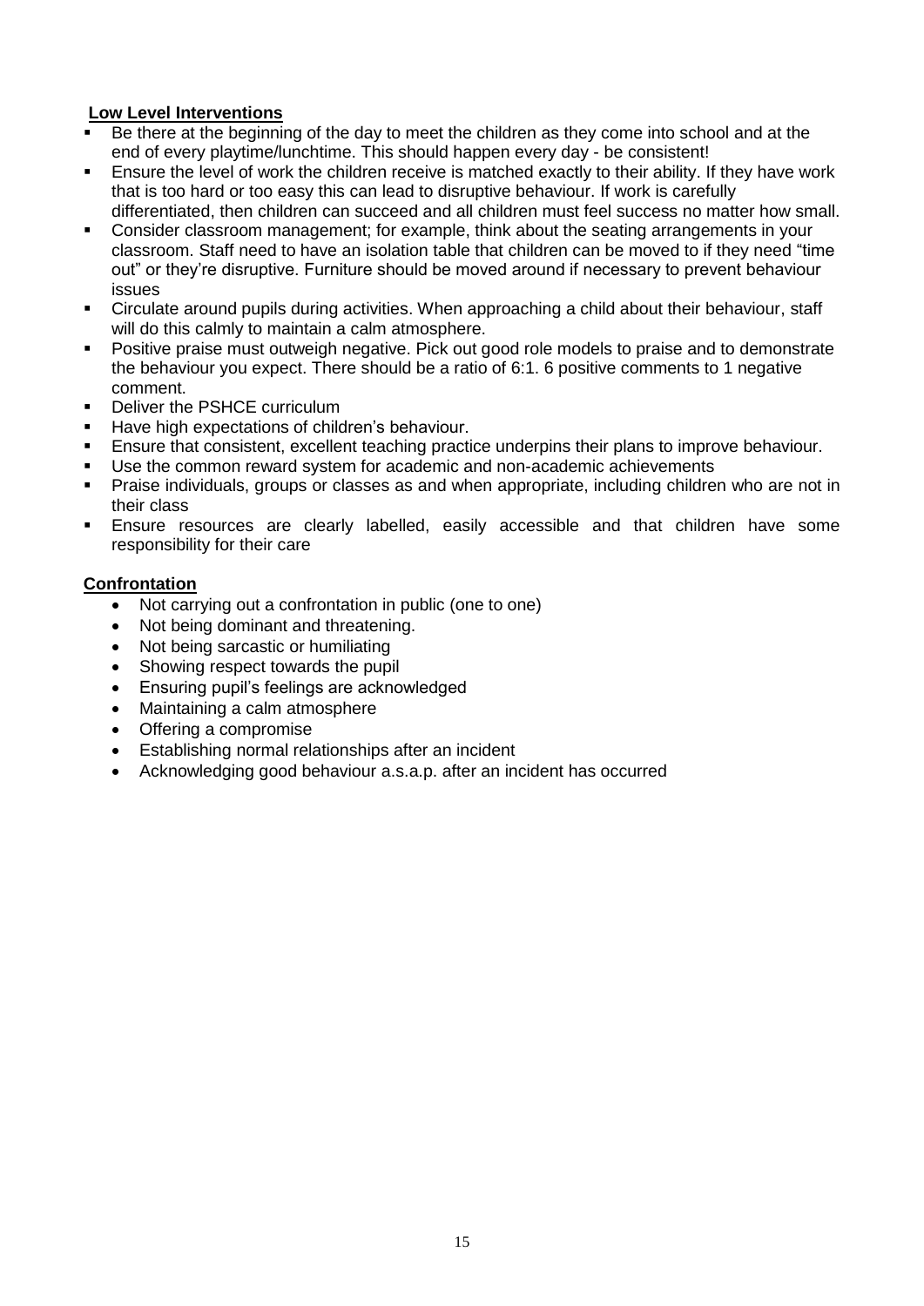**Low Level Interventions**

- Be there at the beginning of the day to meet the children as they come into school and at the end of every playtime/lunchtime. This should happen every day - be consistent!
- Ensure the level of work the children receive is matched exactly to their ability. If they have work that is too hard or too easy this can lead to disruptive behaviour. If work is carefully differentiated, then children can succeed and all children must feel success no matter how small.
- Consider classroom management; for example, think about the seating arrangements in your classroom. Staff need to have an isolation table that children can be moved to if they need "time out" or they're disruptive. Furniture should be moved around if necessary to prevent behaviour issues
- Circulate around pupils during activities. When approaching a child about their behaviour, staff will do this calmly to maintain a calm atmosphere.
- Positive praise must outweigh negative. Pick out good role models to praise and to demonstrate the behaviour you expect. There should be a ratio of 6:1. 6 positive comments to 1 negative comment.
- Deliver the PSHCE curriculum
- Have high expectations of children's behaviour.
- Ensure that consistent, excellent teaching practice underpins their plans to improve behaviour.
- Use the common reward system for academic and non-academic achievements
- Praise individuals, groups or classes as and when appropriate, including children who are not in their class
- Ensure resources are clearly labelled, easily accessible and that children have some responsibility for their care

**Confrontation**

- Not carrying out a confrontation in public (one to one)
- Not being dominant and threatening.
- Not being sarcastic or humiliating
- Showing respect towards the pupil
- Ensuring pupil's feelings are acknowledged
- Maintaining a calm atmosphere
- Offering a compromise
- Establishing normal relationships after an incident
- Acknowledging good behaviour a.s.a.p. after an incident has occurred